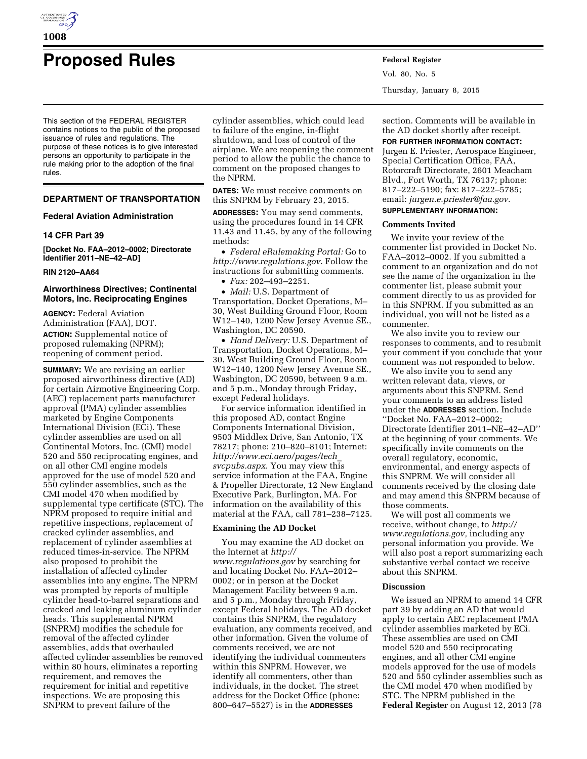# Proposed Rules

This section of the FEDERAL REGISTER contains notices to the public of the proposed issuance of rules and regulations. The purpose of these notices is to give interested persons an opportunity to participate in the rule making prior to the adoption of the final rules.

## DEPARTMENT OF TRANSPORTATION

### Federal Aviation Administration

### 14 CFR Part 39

**[Docket No. FAA–2012–0002; Directorate Identifier 2011–NE–42–AD]**

**RIN 2120–AA64**

### Airworthiness Directives; Continental Motors, Inc. Reciprocating Engines

**AGENCY:** Federal Aviation Administration (FAA), DOT.

**ACTION:** Supplemental notice of proposed rulemaking (NPRM); reopening of comment period.

**SUMMARY:** We are revising an earlier proposed airworthiness directive (AD) for certain Airmotive Engineering Corp. (AEC) replacement parts manufacturer approval (PMA) cylinder assemblies marketed by Engine Components International Division (ECi). These cylinder assemblies are used on all Continental Motors, Inc. (CMI) model 520 and 550 reciprocating engines, and on all other CMI engine models approved for the use of model 520 and 550 cylinder assemblies, such as the CMI model 470 when modified by supplemental type certificate (STC). The NPRM proposed to require initial and repetitive inspections, replacement of cracked cylinder assemblies, and replacement of cylinder assemblies at reduced times-in-service. The NPRM also proposed to prohibit the installation of affected cylinder assemblies into any engine. The NPRM was prompted by reports of multiple cylinder head-to-barrel separations and cracked and leaking aluminum cylinder heads. This supplemental NPRM (SNPRM) modifies the schedule for removal of the affected cylinder assemblies, adds that overhauled affected cylinder assemblies be removed within 80 hours, eliminates a reporting requirement, and removes the requirement for initial and repetitive inspections. We are proposing this SNPRM to prevent failure of the cylinder assemblies, which could lead to failure of the engine, in-flight shutdown, and loss of control of the airplane. We are reopening the comment period to allow the public the chance to comment on the proposed changes to the NPRM.

**DATES:** We must receive comments on this SNPRM by February 23, 2015.

**ADDRESSES:** You may send comments, using the procedures found in 14 CFR 11.43 and 11.45, by any of the following methods:

- *Federal eRulemaking Portal:* Go to *http://www.regulations.gov*. Follow the instructions for submitting comments.
- *Fax:* 202–493–2251.
- *Mail:* U.S. Department of Transportation, Docket Operations, M–30, West Building Ground Floor, Room W12–140, 1200 New Jersey Avenue SE., Washington, DC 20590.
- *Hand Delivery:* U.S. Department of Transportation, Docket Operations, M–30, West Building Ground Floor, Room W12–140, 1200 New Jersey Avenue SE., Washington, DC 20590, between 9 a.m. and 5 p.m., Monday through Friday, except Federal holidays.

For service information identified in this proposed AD, contact Engine Components International Division, 9503 Middlex Drive, San Antonio, TX 78217; phone: 210–820–8101; Internet: *http://www.eci.aero/pages/tech_svcpubs.aspx*. You may view this service information at the FAA, Engine & Propeller Directorate, 12 New England Executive Park, Burlington, MA. For information on the availability of this material at the FAA, call 781–238–7125.

### Examining the AD Docket

You may examine the AD docket on the Internet at *http://www.regulations.gov* by searching for and locating Docket No. FAA–2012–0002; or in person at the Docket Management Facility between 9 a.m. and 5 p.m., Monday through Friday, except Federal holidays. The AD docket contains this SNPRM, the regulatory evaluation, any comments received, and other information. Given the volume of comments received, we are not identifying the individual commenters within this SNPRM. However, we identify all commenters, other than individuals, in the docket. The street address for the Docket Office (phone: 800–647–5527) is in the **ADDRESSES** section. Comments will be available in the AD docket shortly after receipt.

**FOR FURTHER INFORMATION CONTACT:** Jurgen E. Priester, Aerospace Engineer, Special Certification Office, FAA, Rotorcraft Directorate, 2601 Meacham Blvd., Fort Worth, TX 76137; phone: 817–222–5190; fax: 817–222–5785; email: *jurgen.e.priester@faa.gov*.

**SUPPLEMENTARY INFORMATION:**

### Comments Invited

We invite your review of the commenter list provided in Docket No. FAA–2012–0002. If you submitted a comment to an organization and do not see the name of the organization in the commenter list, please submit your comment directly to us as provided for in this SNPRM. If you submitted as an individual, you will not be listed as a commenter.

We also invite you to review our responses to comments, and to resubmit your comment if you conclude that your comment was not responded to below.

We also invite you to send any written relevant data, views, or arguments about this SNPRM. Send your comments to an address listed under the **ADDRESSES** section. Include "Docket No. FAA–2012–0002; Directorate Identifier 2011–NE–42–AD" at the beginning of your comments. We specifically invite comments on the overall regulatory, economic, environmental, and energy aspects of this SNPRM. We will consider all comments received by the closing date and may amend this SNPRM because of those comments.

We will post all comments we receive, without change, to *http://www.regulations.gov,* including any personal information you provide. We will also post a report summarizing each substantive verbal contact we receive about this SNPRM.

### Discussion

We issued an NPRM to amend 14 CFR part 39 by adding an AD that would apply to certain AEC replacement PMA cylinder assemblies marketed by ECi. These assemblies are used on CMI model 520 and 550 reciprocating engines, and all other CMI engine models approved for the use of models 520 and 550 cylinder assemblies such as the CMI model 470 when modified by STC. The NPRM published in the **Federal Register** on August 12, 2013 (78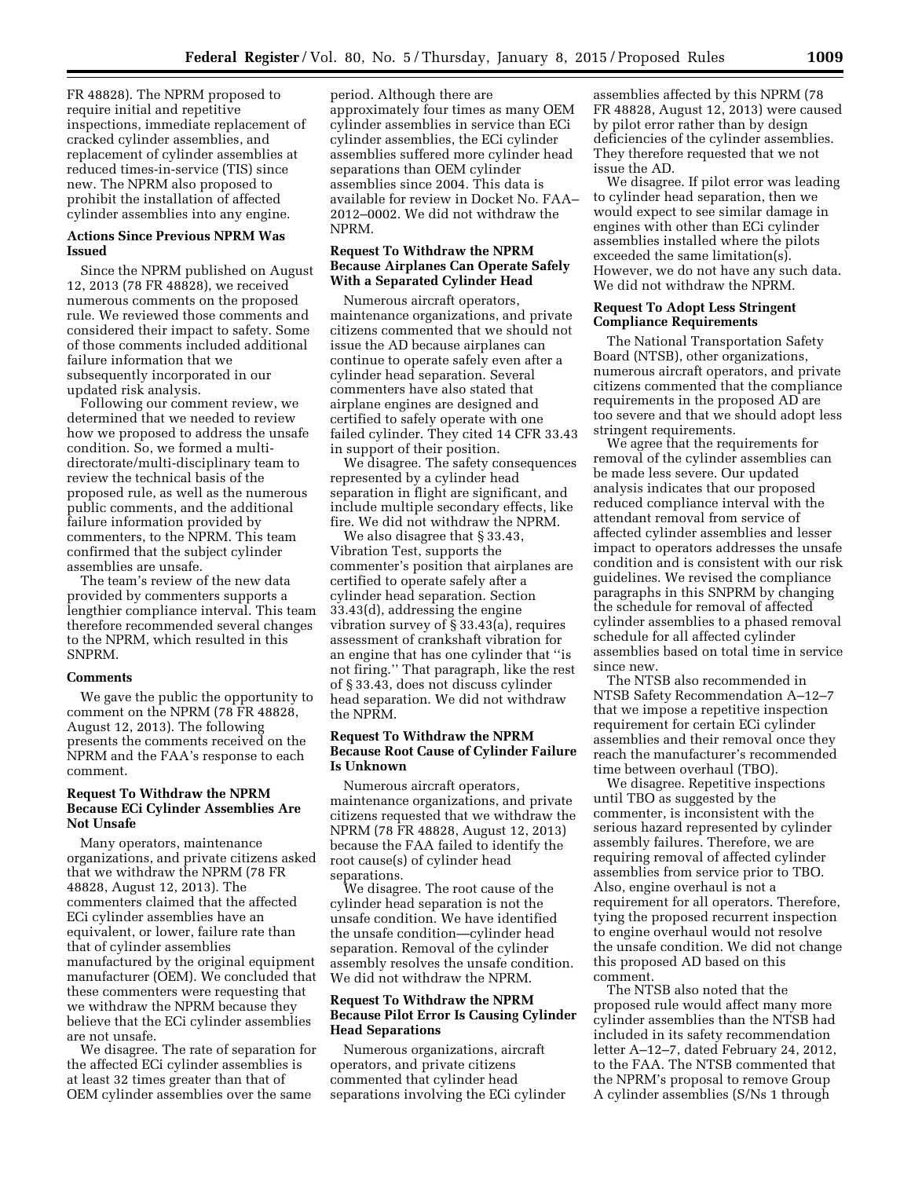FR 48828). The NPRM proposed to require initial and repetitive inspections, immediate replacement of cracked cylinder assemblies, and replacement of cylinder assemblies at reduced times-in-service (TIS) since new. The NPRM also proposed to prohibit the installation of affected cylinder assemblies into any engine.

### Actions Since Previous NPRM Was Issued

Since the NPRM published on August 12, 2013 (78 FR 48828), we received numerous comments on the proposed rule. We reviewed those comments and considered their impact to safety. Some of those comments included additional failure information that we subsequently incorporated in our updated risk analysis.

Following our comment review, we determined that we needed to review how we proposed to address the unsafe condition. So, we formed a multi-directorate/multi-disciplinary team to review the technical basis of the proposed rule, as well as the numerous public comments, and the additional failure information provided by commenters, to the NPRM. This team confirmed that the subject cylinder assemblies are unsafe.

The team's review of the new data provided by commenters supports a lengthier compliance interval. This team therefore recommended several changes to the NPRM, which resulted in this SNPRM.

### Comments

We gave the public the opportunity to comment on the NPRM (78 FR 48828, August 12, 2013). The following presents the comments received on the NPRM and the FAA's response to each comment.

### Request To Withdraw the NPRM Because ECi Cylinder Assemblies Are Not Unsafe

Many operators, maintenance organizations, and private citizens asked that we withdraw the NPRM (78 FR 48828, August 12, 2013). The commenters claimed that the affected ECi cylinder assemblies have an equivalent, or lower, failure rate than that of cylinder assemblies manufactured by the original equipment manufacturer (OEM). We concluded that these commenters were requesting that we withdraw the NPRM because they believe that the ECi cylinder assemblies are not unsafe.

We disagree. The rate of separation for the affected ECi cylinder assemblies is at least 32 times greater than that of OEM cylinder assemblies over the same period. Although there are approximately four times as many OEM cylinder assemblies in service than ECi cylinder assemblies, the ECi cylinder assemblies suffered more cylinder head separations than OEM cylinder assemblies since 2004. This data is available for review in Docket No. FAA–2012–0002. We did not withdraw the NPRM.

### Request To Withdraw the NPRM Because Airplanes Can Operate Safely With a Separated Cylinder Head

Numerous aircraft operators, maintenance organizations, and private citizens commented that we should not issue the AD because airplanes can continue to operate safely even after a cylinder head separation. Several commenters have also stated that airplane engines are designed and certified to safely operate with one failed cylinder. They cited 14 CFR 33.43 in support of their position.

We disagree. The safety consequences represented by a cylinder head separation in flight are significant, and include multiple secondary effects, like fire. We did not withdraw the NPRM.

We also disagree that § 33.43, Vibration Test, supports the commenter's position that airplanes are certified to operate safely after a cylinder head separation. Section 33.43(d), addressing the engine vibration survey of § 33.43(a), requires assessment of crankshaft vibration for an engine that has one cylinder that "is not firing." That paragraph, like the rest of § 33.43, does not discuss cylinder head separation. We did not withdraw the NPRM.

### Request To Withdraw the NPRM Because Root Cause of Cylinder Failure Is Unknown

Numerous aircraft operators, maintenance organizations, and private citizens requested that we withdraw the NPRM (78 FR 48828, August 12, 2013) because the FAA failed to identify the root cause(s) of cylinder head separations.

We disagree. The root cause of the cylinder head separation is not the unsafe condition. We have identified the unsafe condition—cylinder head separation. Removal of the cylinder assembly resolves the unsafe condition. We did not withdraw the NPRM.

### Request To Withdraw the NPRM Because Pilot Error Is Causing Cylinder Head Separations

Numerous organizations, aircraft operators, and private citizens commented that cylinder head separations involving the ECi cylinder assemblies affected by this NPRM (78 FR 48828, August 12, 2013) were caused by pilot error rather than by design deficiencies of the cylinder assemblies. They therefore requested that we not issue the AD.

We disagree. If pilot error was leading to cylinder head separation, then we would expect to see similar damage in engines with other than ECi cylinder assemblies installed where the pilots exceeded the same limitation(s). However, we do not have any such data. We did not withdraw the NPRM.

### Request To Adopt Less Stringent Compliance Requirements

The National Transportation Safety Board (NTSB), other organizations, numerous aircraft operators, and private citizens commented that the compliance requirements in the proposed AD are too severe and that we should adopt less stringent requirements.

We agree that the requirements for removal of the cylinder assemblies can be made less severe. Our updated analysis indicates that our proposed reduced compliance interval with the attendant removal from service of affected cylinder assemblies and lesser impact to operators addresses the unsafe condition and is consistent with our risk guidelines. We revised the compliance paragraphs in this SNPRM by changing the schedule for removal of affected cylinder assemblies to a phased removal schedule for all affected cylinder assemblies based on total time in service since new.

The NTSB also recommended in NTSB Safety Recommendation A–12–7 that we impose a repetitive inspection requirement for certain ECi cylinder assemblies and their removal once they reach the manufacturer's recommended time between overhaul (TBO).

We disagree. Repetitive inspections until TBO as suggested by the commenter, is inconsistent with the serious hazard represented by cylinder assembly failures. Therefore, we are requiring removal of affected cylinder assemblies from service prior to TBO. Also, engine overhaul is not a requirement for all operators. Therefore, tying the proposed recurrent inspection to engine overhaul would not resolve the unsafe condition. We did not change this proposed AD based on this comment.

The NTSB also noted that the proposed rule would affect many more cylinder assemblies than the NTSB had included in its safety recommendation letter A–12–7, dated February 24, 2012, to the FAA. The NTSB commented that the NPRM's proposal to remove Group A cylinder assemblies (S/Ns 1 through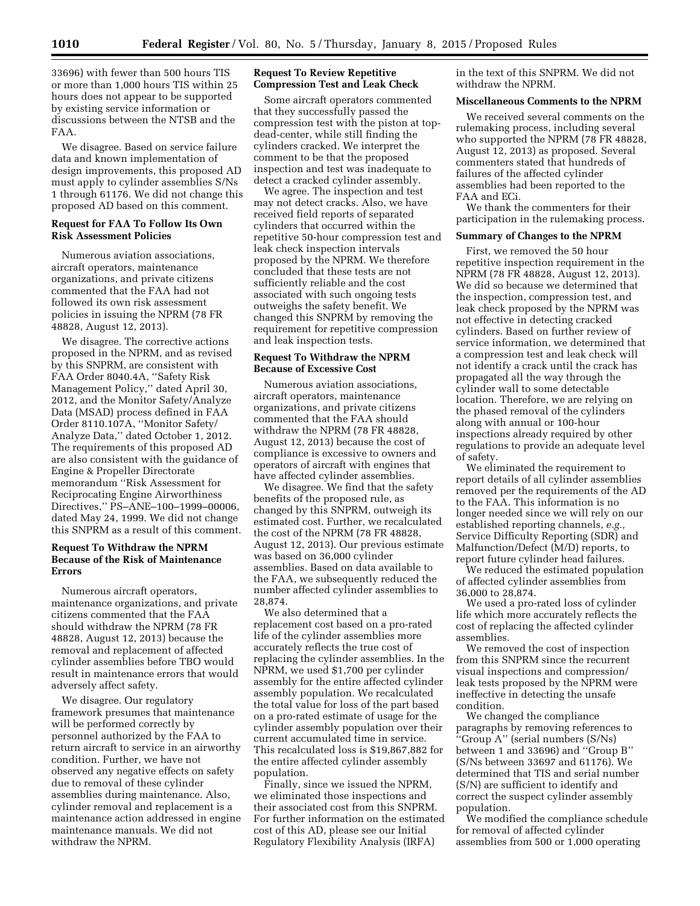33696) with fewer than 500 hours TIS or more than 1,000 hours TIS within 25 hours does not appear to be supported by existing service information or discussions between the NTSB and the FAA.

We disagree. Based on service failure data and known implementation of design improvements, this proposed AD must apply to cylinder assemblies S/Ns 1 through 61176. We did not change this proposed AD based on this comment.

**Request for FAA To Follow Its Own Risk Assessment Policies**

Numerous aviation associations, aircraft operators, maintenance organizations, and private citizens commented that the FAA had not followed its own risk assessment policies in issuing the NPRM (78 FR 48828, August 12, 2013).

We disagree. The corrective actions proposed in the NPRM, and as revised by this SNPRM, are consistent with FAA Order 8040.4A, ''Safety Risk Management Policy,'' dated April 30, 2012, and the Monitor Safety/Analyze Data (MSAD) process defined in FAA Order 8110.107A, ''Monitor Safety/Analyze Data,'' dated October 1, 2012. The requirements of this proposed AD are also consistent with the guidance of Engine & Propeller Directorate memorandum ''Risk Assessment for Reciprocating Engine Airworthiness Directives,'' PS–ANE–100–1999–00006, dated May 24, 1999. We did not change this SNPRM as a result of this comment.

**Request To Withdraw the NPRM Because of the Risk of Maintenance Errors**

Numerous aircraft operators, maintenance organizations, and private citizens commented that the FAA should withdraw the NPRM (78 FR 48828, August 12, 2013) because the removal and replacement of affected cylinder assemblies before TBO would result in maintenance errors that would adversely affect safety.

We disagree. Our regulatory framework presumes that maintenance will be performed correctly by personnel authorized by the FAA to return aircraft to service in an airworthy condition. Further, we have not observed any negative effects on safety due to removal of these cylinder assemblies during maintenance. Also, cylinder removal and replacement is a maintenance action addressed in engine maintenance manuals. We did not withdraw the NPRM.

**Request To Review Repetitive Compression Test and Leak Check**

Some aircraft operators commented that they successfully passed the compression test with the piston at top-dead-center, while still finding the cylinders cracked. We interpret the comment to be that the proposed inspection and test was inadequate to detect a cracked cylinder assembly.

We agree. The inspection and test may not detect cracks. Also, we have received field reports of separated cylinders that occurred within the repetitive 50-hour compression test and leak check inspection intervals proposed by the NPRM. We therefore concluded that these tests are not sufficiently reliable and the cost associated with such ongoing tests outweighs the safety benefit. We changed this SNPRM by removing the requirement for repetitive compression and leak inspection tests.

**Request To Withdraw the NPRM Because of Excessive Cost**

Numerous aviation associations, aircraft operators, maintenance organizations, and private citizens commented that the FAA should withdraw the NPRM (78 FR 48828, August 12, 2013) because the cost of compliance is excessive to owners and operators of aircraft with engines that have affected cylinder assemblies.

We disagree. We find that the safety benefits of the proposed rule, as changed by this SNPRM, outweigh its estimated cost. Further, we recalculated the cost of the NPRM (78 FR 48828, August 12, 2013). Our previous estimate was based on 36,000 cylinder assemblies. Based on data available to the FAA, we subsequently reduced the number affected cylinder assemblies to 28,874.

We also determined that a replacement cost based on a pro-rated life of the cylinder assemblies more accurately reflects the true cost of replacing the cylinder assemblies. In the NPRM, we used $1,700 per cylinder assembly for the entire affected cylinder assembly population. We recalculated the total value for loss of the part based on a pro-rated estimate of usage for the cylinder assembly population over their current accumulated time in service. This recalculated loss is $19,867,882 for the entire affected cylinder assembly population.

Finally, since we issued the NPRM, we eliminated those inspections and their associated cost from this SNPRM. For further information on the estimated cost of this AD, please see our Initial Regulatory Flexibility Analysis (IRFA) in the text of this SNPRM. We did not withdraw the NPRM.

**Miscellaneous Comments to the NPRM**

We received several comments on the rulemaking process, including several who supported the NPRM (78 FR 48828, August 12, 2013) as proposed. Several commenters stated that hundreds of failures of the affected cylinder assemblies had been reported to the FAA and ECi.

We thank the commenters for their participation in the rulemaking process.

**Summary of Changes to the NPRM**

First, we removed the 50 hour repetitive inspection requirement in the NPRM (78 FR 48828, August 12, 2013). We did so because we determined that the inspection, compression test, and leak check proposed by the NPRM was not effective in detecting cracked cylinders. Based on further review of service information, we determined that a compression test and leak check will not identify a crack until the crack has propagated all the way through the cylinder wall to some detectable location. Therefore, we are relying on the phased removal of the cylinders along with annual or 100-hour inspections already required by other regulations to provide an adequate level of safety.

We eliminated the requirement to report details of all cylinder assemblies removed per the requirements of the AD to the FAA. This information is no longer needed since we will rely on our established reporting channels, *e.g.,* Service Difficulty Reporting (SDR) and Malfunction/Defect (M/D) reports, to report future cylinder head failures.

We reduced the estimated population of affected cylinder assemblies from 36,000 to 28,874.

We used a pro-rated loss of cylinder life which more accurately reflects the cost of replacing the affected cylinder assemblies.

We removed the cost of inspection from this SNPRM since the recurrent visual inspections and compression/leak tests proposed by the NPRM were ineffective in detecting the unsafe condition.

We changed the compliance paragraphs by removing references to ''Group A'' (serial numbers (S/Ns) between 1 and 33696) and ''Group B'' (S/Ns between 33697 and 61176). We determined that TIS and serial number (S/N) are sufficient to identify and correct the suspect cylinder assembly population.

We modified the compliance schedule for removal of affected cylinder assemblies from 500 or 1,000 operating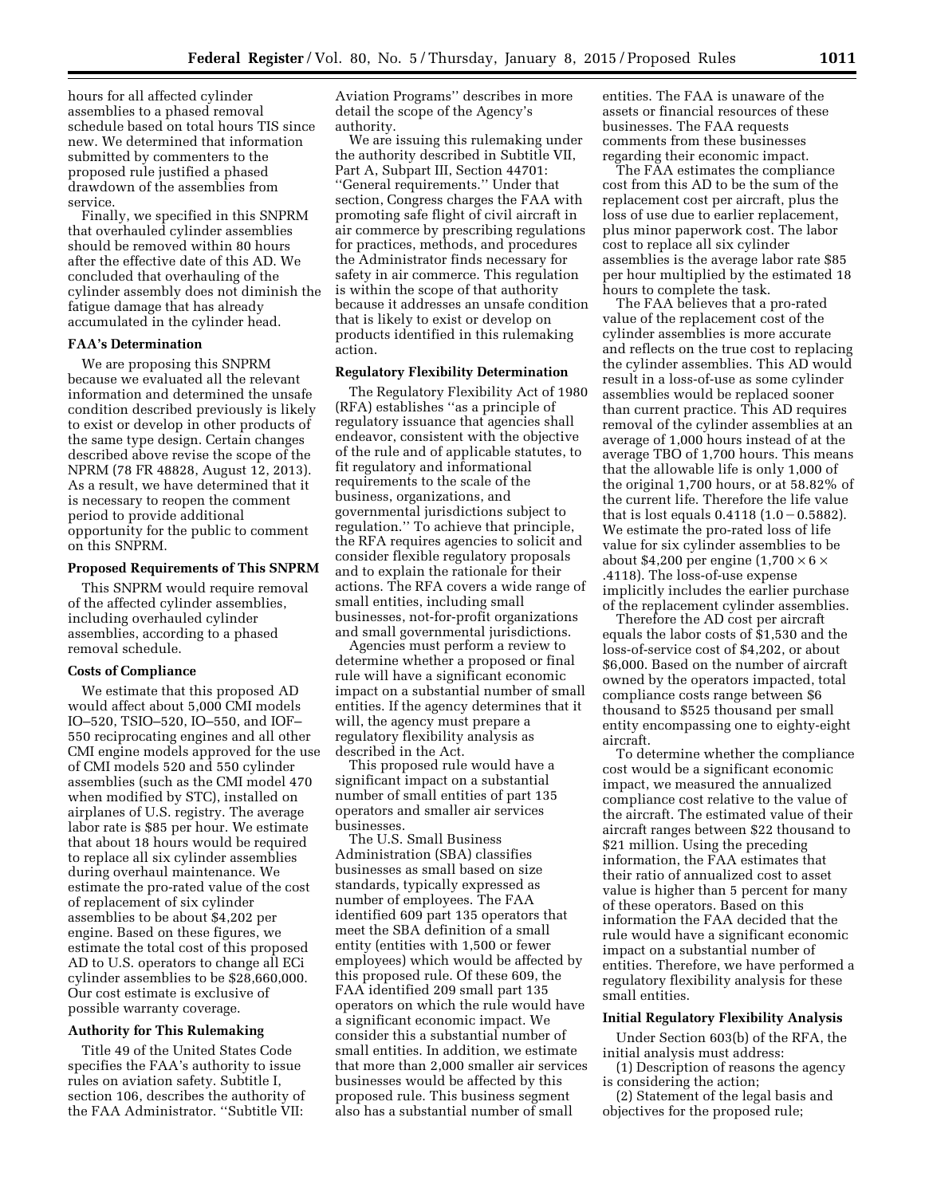hours for all affected cylinder assemblies to a phased removal schedule based on total hours TIS since new. We determined that information submitted by commenters to the proposed rule justified a phased drawdown of the assemblies from service.

Finally, we specified in this SNPRM that overhauled cylinder assemblies should be removed within 80 hours after the effective date of this AD. We concluded that overhauling of the cylinder assembly does not diminish the fatigue damage that has already accumulated in the cylinder head.

**FAA's Determination**

We are proposing this SNPRM because we evaluated all the relevant information and determined the unsafe condition described previously is likely to exist or develop in other products of the same type design. Certain changes described above revise the scope of the NPRM (78 FR 48828, August 12, 2013). As a result, we have determined that it is necessary to reopen the comment period to provide additional opportunity for the public to comment on this SNPRM.

**Proposed Requirements of This SNPRM**

This SNPRM would require removal of the affected cylinder assemblies, including overhauled cylinder assemblies, according to a phased removal schedule.

**Costs of Compliance**

We estimate that this proposed AD would affect about 5,000 CMI models IO–520, TSIO–520, IO–550, and IOF–550 reciprocating engines and all other CMI engine models approved for the use of CMI models 520 and 550 cylinder assemblies (such as the CMI model 470 when modified by STC), installed on airplanes of U.S. registry. The average labor rate is $85 per hour. We estimate that about 18 hours would be required to replace all six cylinder assemblies during overhaul maintenance. We estimate the pro-rated value of the cost of replacement of six cylinder assemblies to be about $4,202 per engine. Based on these figures, we estimate the total cost of this proposed AD to U.S. operators to change all ECi cylinder assemblies to be $28,660,000. Our cost estimate is exclusive of possible warranty coverage.

**Authority for This Rulemaking**

Title 49 of the United States Code specifies the FAA's authority to issue rules on aviation safety. Subtitle I, section 106, describes the authority of the FAA Administrator. "Subtitle VII: Aviation Programs" describes in more detail the scope of the Agency's authority.

We are issuing this rulemaking under the authority described in Subtitle VII, Part A, Subpart III, Section 44701: "General requirements." Under that section, Congress charges the FAA with promoting safe flight of civil aircraft in air commerce by prescribing regulations for practices, methods, and procedures the Administrator finds necessary for safety in air commerce. This regulation is within the scope of that authority because it addresses an unsafe condition that is likely to exist or develop on products identified in this rulemaking action.

**Regulatory Flexibility Determination**

The Regulatory Flexibility Act of 1980 (RFA) establishes "as a principle of regulatory issuance that agencies shall endeavor, consistent with the objective of the rule and of applicable statutes, to fit regulatory and informational requirements to the scale of the business, organizations, and governmental jurisdictions subject to regulation." To achieve that principle, the RFA requires agencies to solicit and consider flexible regulatory proposals and to explain the rationale for their actions. The RFA covers a wide range of small entities, including small businesses, not-for-profit organizations and small governmental jurisdictions.

Agencies must perform a review to determine whether a proposed or final rule will have a significant economic impact on a substantial number of small entities. If the agency determines that it will, the agency must prepare a regulatory flexibility analysis as described in the Act.

This proposed rule would have a significant impact on a substantial number of small entities of part 135 operators and smaller air services businesses.

The U.S. Small Business Administration (SBA) classifies businesses as small based on size standards, typically expressed as number of employees. The FAA identified 609 part 135 operators that meet the SBA definition of a small entity (entities with 1,500 or fewer employees) which would be affected by this proposed rule. Of these 609, the FAA identified 209 small part 135 operators on which the rule would have a significant economic impact. We consider this a substantial number of small entities. In addition, we estimate that more than 2,000 smaller air services businesses would be affected by this proposed rule. This business segment also has a substantial number of small entities. The FAA is unaware of the assets or financial resources of these businesses. The FAA requests comments from these businesses regarding their economic impact.

The FAA estimates the compliance cost from this AD to be the sum of the replacement cost per aircraft, plus the loss of use due to earlier replacement, plus minor paperwork cost. The labor cost to replace all six cylinder assemblies is the average labor rate $85 per hour multiplied by the estimated 18 hours to complete the task.

The FAA believes that a pro-rated value of the replacement cost of the cylinder assemblies is more accurate and reflects on the true cost to replacing the cylinder assemblies. This AD would result in a loss-of-use as some cylinder assemblies would be replaced sooner than current practice. This AD requires removal of the cylinder assemblies at an average of 1,000 hours instead of at the average TBO of 1,700 hours. This means that the allowable life is only 1,000 of the original 1,700 hours, or at 58.82% of the current life. Therefore the life value that is lost equals 0.4118 ($1.0 - 0.5882$). We estimate the pro-rated loss of life value for six cylinder assemblies to be about $4,200 per engine ($1,700 \times 6 \times .4118$). The loss-of-use expense implicitly includes the earlier purchase of the replacement cylinder assemblies.

Therefore the AD cost per aircraft equals the labor costs of $1,530 and the loss-of-service cost of $4,202, or about $6,000. Based on the number of aircraft owned by the operators impacted, total compliance costs range between $6 thousand to $525 thousand per small entity encompassing one to eighty-eight aircraft.

To determine whether the compliance cost would be a significant economic impact, we measured the annualized compliance cost relative to the value of the aircraft. The estimated value of their aircraft ranges between $22 thousand to $21 million. Using the preceding information, the FAA estimates that their ratio of annualized cost to asset value is higher than 5 percent for many of these operators. Based on this information the FAA decided that the rule would have a significant economic impact on a substantial number of entities. Therefore, we have performed a regulatory flexibility analysis for these small entities.

**Initial Regulatory Flexibility Analysis**

Under Section 603(b) of the RFA, the initial analysis must address:

(1) Description of reasons the agency is considering the action;

(2) Statement of the legal basis and objectives for the proposed rule;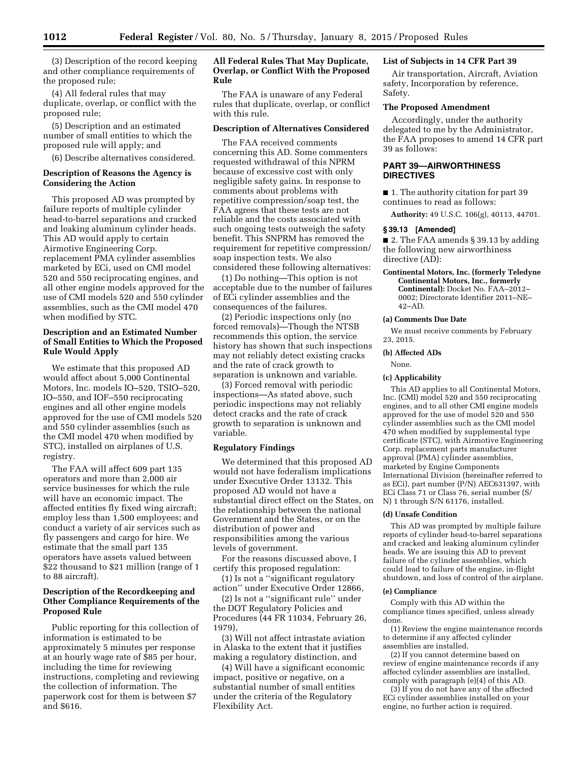(3) Description of the record keeping and other compliance requirements of the proposed rule;

(4) All federal rules that may duplicate, overlap, or conflict with the proposed rule;

(5) Description and an estimated number of small entities to which the proposed rule will apply; and

(6) Describe alternatives considered.

**Description of Reasons the Agency is Considering the Action**

This proposed AD was prompted by failure reports of multiple cylinder head-to-barrel separations and cracked and leaking aluminum cylinder heads. This AD would apply to certain Airmotive Engineering Corp. replacement PMA cylinder assemblies marketed by ECi, used on CMI model 520 and 550 reciprocating engines, and all other engine models approved for the use of CMI models 520 and 550 cylinder assemblies, such as the CMI model 470 when modified by STC.

**Description and an Estimated Number of Small Entities to Which the Proposed Rule Would Apply**

We estimate that this proposed AD would affect about 5,000 Continental Motors, Inc. models IO–520, TSIO–520, IO–550, and IOF–550 reciprocating engines and all other engine models approved for the use of CMI models 520 and 550 cylinder assemblies (such as the CMI model 470 when modified by STC), installed on airplanes of U.S. registry.

The FAA will affect 609 part 135 operators and more than 2,000 air service businesses for which the rule will have an economic impact. The affected entities fly fixed wing aircraft; employ less than 1,500 employees; and conduct a variety of air services such as fly passengers and cargo for hire. We estimate that the small part 135 operators have assets valued between $22 thousand to $21 million (range of 1 to 88 aircraft).

**Description of the Recordkeeping and Other Compliance Requirements of the Proposed Rule**

Public reporting for this collection of information is estimated to be approximately 5 minutes per response at an hourly wage rate of $85 per hour, including the time for reviewing instructions, completing and reviewing the collection of information. The paperwork cost for them is between $7 and $616.

**All Federal Rules That May Duplicate, Overlap, or Conflict With the Proposed Rule**

The FAA is unaware of any Federal rules that duplicate, overlap, or conflict with this rule.

**Description of Alternatives Considered**

The FAA received comments concerning this AD. Some commenters requested withdrawal of this NPRM because of excessive cost with only negligible safety gains. In response to comments about problems with repetitive compression/soap test, the FAA agrees that these tests are not reliable and the costs associated with such ongoing tests outweigh the safety benefit. This SNPRM has removed the requirement for repetitive compression/soap inspection tests. We also considered these following alternatives:

(1) Do nothing—This option is not acceptable due to the number of failures of ECi cylinder assemblies and the consequences of the failures.

(2) Periodic inspections only (no forced removals)—Though the NTSB recommends this option, the service history has shown that such inspections may not reliably detect existing cracks and the rate of crack growth to separation is unknown and variable.

(3) Forced removal with periodic inspections—As stated above, such periodic inspections may not reliably detect cracks and the rate of crack growth to separation is unknown and variable.

**Regulatory Findings**

We determined that this proposed AD would not have federalism implications under Executive Order 13132. This proposed AD would not have a substantial direct effect on the States, on the relationship between the national Government and the States, or on the distribution of power and responsibilities among the various levels of government.

For the reasons discussed above, I certify this proposed regulation:

(1) Is not a ''significant regulatory action'' under Executive Order 12866,

(2) Is not a ''significant rule'' under the DOT Regulatory Policies and Procedures (44 FR 11034, February 26, 1979),

(3) Will not affect intrastate aviation in Alaska to the extent that it justifies making a regulatory distinction, and

(4) Will have a significant economic impact, positive or negative, on a substantial number of small entities under the criteria of the Regulatory Flexibility Act.

**List of Subjects in 14 CFR Part 39**

Air transportation, Aircraft, Aviation safety, Incorporation by reference, Safety.

**The Proposed Amendment**

Accordingly, under the authority delegated to me by the Administrator, the FAA proposes to amend 14 CFR part 39 as follows:

## PART 39—AIRWORTHINESS DIRECTIVES

■ 1. The authority citation for part 39 continues to read as follows:

**Authority:** 49 U.S.C. 106(g), 40113, 44701.

**§ 39.13 [Amended]**

■ 2. The FAA amends § 39.13 by adding the following new airworthiness directive (AD):

**Continental Motors, Inc. (formerly Teledyne Continental Motors, Inc., formerly Continental):** Docket No. FAA–2012–0002; Directorate Identifier 2011–NE–42–AD.

**(a) Comments Due Date**

We must receive comments by February 23, 2015.

**(b) Affected ADs**

None.

**(c) Applicability**

This AD applies to all Continental Motors, Inc. (CMI) model 520 and 550 reciprocating engines, and to all other CMI engine models approved for the use of model 520 and 550 cylinder assemblies such as the CMI model 470 when modified by supplemental type certificate (STC), with Airmotive Engineering Corp. replacement parts manufacturer approval (PMA) cylinder assemblies, marketed by Engine Components International Division (hereinafter referred to as ECi), part number (P/N) AEC631397, with ECi Class 71 or Class 76, serial number (S/N) 1 through S/N 61176, installed.

**(d) Unsafe Condition**

This AD was prompted by multiple failure reports of cylinder head-to-barrel separations and cracked and leaking aluminum cylinder heads. We are issuing this AD to prevent failure of the cylinder assemblies, which could lead to failure of the engine, in-flight shutdown, and loss of control of the airplane.

**(e) Compliance**

Comply with this AD within the compliance times specified, unless already done.

(1) Review the engine maintenance records to determine if any affected cylinder assemblies are installed.

(2) If you cannot determine based on review of engine maintenance records if any affected cylinder assemblies are installed, comply with paragraph (e)(4) of this AD.

(3) If you do not have any of the affected ECi cylinder assemblies installed on your engine, no further action is required.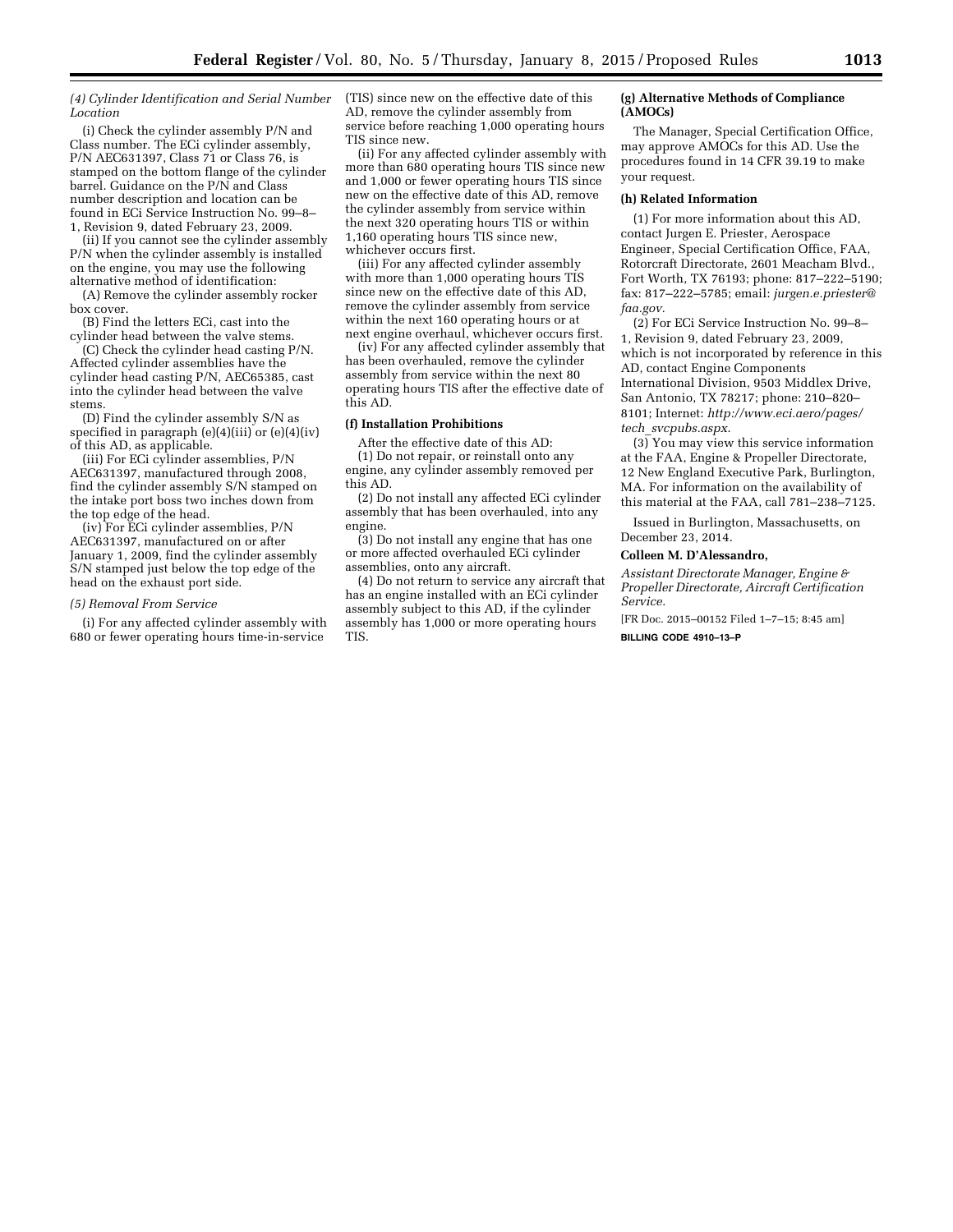*(4) Cylinder Identification and Serial Number Location*

(i) Check the cylinder assembly P/N and Class number. The ECi cylinder assembly, P/N AEC631397, Class 71 or Class 76, is stamped on the bottom flange of the cylinder barrel. Guidance on the P/N and Class number description and location can be found in ECi Service Instruction No. 99–8–1, Revision 9, dated February 23, 2009.

(ii) If you cannot see the cylinder assembly P/N when the cylinder assembly is installed on the engine, you may use the following alternative method of identification:

(A) Remove the cylinder assembly rocker box cover.

(B) Find the letters ECi, cast into the cylinder head between the valve stems.

(C) Check the cylinder head casting P/N. Affected cylinder assemblies have the cylinder head casting P/N, AEC65385, cast into the cylinder head between the valve stems.

(D) Find the cylinder assembly S/N as specified in paragraph (e)(4)(iii) or (e)(4)(iv) of this AD, as applicable.

(iii) For ECi cylinder assemblies, P/N AEC631397, manufactured through 2008, find the cylinder assembly S/N stamped on the intake port boss two inches down from the top edge of the head.

(iv) For ECi cylinder assemblies, P/N AEC631397, manufactured on or after January 1, 2009, find the cylinder assembly S/N stamped just below the top edge of the head on the exhaust port side.

*(5) Removal From Service*

(i) For any affected cylinder assembly with 680 or fewer operating hours time-in-service (TIS) since new on the effective date of this AD, remove the cylinder assembly from service before reaching 1,000 operating hours TIS since new.

(ii) For any affected cylinder assembly with more than 680 operating hours TIS since new and 1,000 or fewer operating hours TIS since new on the effective date of this AD, remove the cylinder assembly from service within the next 320 operating hours TIS or within 1,160 operating hours TIS since new, whichever occurs first.

(iii) For any affected cylinder assembly with more than 1,000 operating hours TIS since new on the effective date of this AD, remove the cylinder assembly from service within the next 160 operating hours or at next engine overhaul, whichever occurs first.

(iv) For any affected cylinder assembly that has been overhauled, remove the cylinder assembly from service within the next 80 operating hours TIS after the effective date of this AD.

**(f) Installation Prohibitions**

After the effective date of this AD:

(1) Do not repair, or reinstall onto any engine, any cylinder assembly removed per this AD.

(2) Do not install any affected ECi cylinder assembly that has been overhauled, into any engine.

(3) Do not install any engine that has one or more affected overhauled ECi cylinder assemblies, onto any aircraft.

(4) Do not return to service any aircraft that has an engine installed with an ECi cylinder assembly subject to this AD, if the cylinder assembly has 1,000 or more operating hours TIS.

**(g) Alternative Methods of Compliance (AMOCs)**

The Manager, Special Certification Office, may approve AMOCs for this AD. Use the procedures found in 14 CFR 39.19 to make your request.

**(h) Related Information**

(1) For more information about this AD, contact Jurgen E. Priester, Aerospace Engineer, Special Certification Office, FAA, Rotorcraft Directorate, 2601 Meacham Blvd., Fort Worth, TX 76193; phone: 817–222–5190; fax: 817–222–5785; email: *jurgen.e.priester@faa.gov*.

(2) For ECi Service Instruction No. 99–8–1, Revision 9, dated February 23, 2009, which is not incorporated by reference in this AD, contact Engine Components International Division, 9503 Middlex Drive, San Antonio, TX 78217; phone: 210–820–8101; Internet: *http://www.eci.aero/pages/tech_svcpubs.aspx*.

(3) You may view this service information at the FAA, Engine & Propeller Directorate, 12 New England Executive Park, Burlington, MA. For information on the availability of this material at the FAA, call 781–238–7125.

Issued in Burlington, Massachusetts, on December 23, 2014.

**Colleen M. D'Alessandro,**

*Assistant Directorate Manager, Engine & Propeller Directorate, Aircraft Certification Service.*

[FR Doc. 2015–00152 Filed 1–7–15; 8:45 am]

**BILLING CODE 4910–13–P**